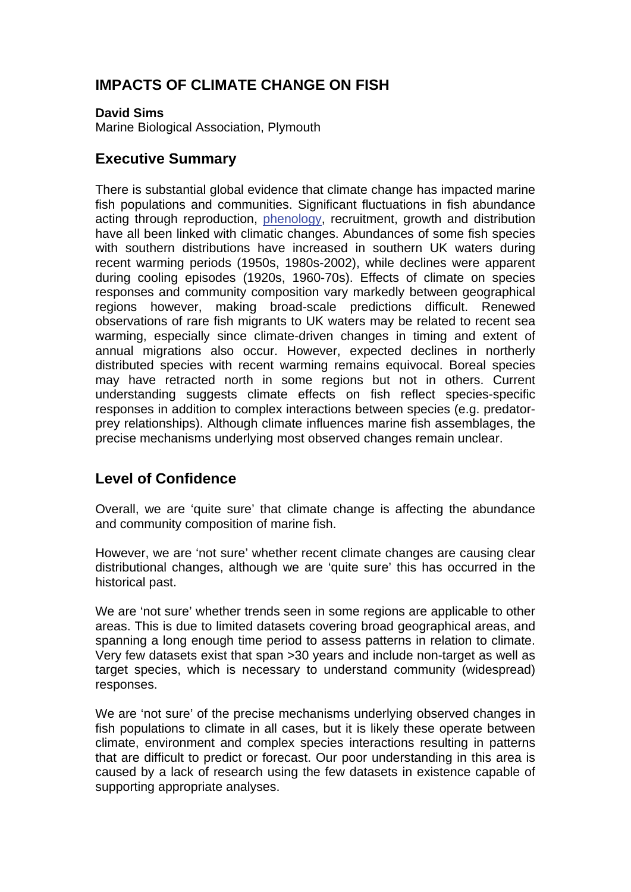## IMPACTS OF CLIMATE CHANGE ON FISH

**David Sims**
Marine Biological Association, Plymouth

## Executive Summary

There is substantial global evidence that climate change has impacted marine fish populations and communities. Significant fluctuations in fish abundance acting through reproduction, phenology, recruitment, growth and distribution have all been linked with climatic changes. Abundances of some fish species with southern distributions have increased in southern UK waters during recent warming periods (1950s, 1980s-2002), while declines were apparent during cooling episodes (1920s, 1960-70s). Effects of climate on species responses and community composition vary markedly between geographical regions however, making broad-scale predictions difficult. Renewed observations of rare fish migrants to UK waters may be related to recent sea warming, especially since climate-driven changes in timing and extent of annual migrations also occur. However, expected declines in northerly distributed species with recent warming remains equivocal. Boreal species may have retracted north in some regions but not in others. Current understanding suggests climate effects on fish reflect species-specific responses in addition to complex interactions between species (e.g. predator-prey relationships). Although climate influences marine fish assemblages, the precise mechanisms underlying most observed changes remain unclear.

## Level of Confidence

Overall, we are 'quite sure' that climate change is affecting the abundance and community composition of marine fish.

However, we are 'not sure' whether recent climate changes are causing clear distributional changes, although we are 'quite sure' this has occurred in the historical past.

We are 'not sure' whether trends seen in some regions are applicable to other areas. This is due to limited datasets covering broad geographical areas, and spanning a long enough time period to assess patterns in relation to climate. Very few datasets exist that span >30 years and include non-target as well as target species, which is necessary to understand community (widespread) responses.

We are 'not sure' of the precise mechanisms underlying observed changes in fish populations to climate in all cases, but it is likely these operate between climate, environment and complex species interactions resulting in patterns that are difficult to predict or forecast. Our poor understanding in this area is caused by a lack of research using the few datasets in existence capable of supporting appropriate analyses.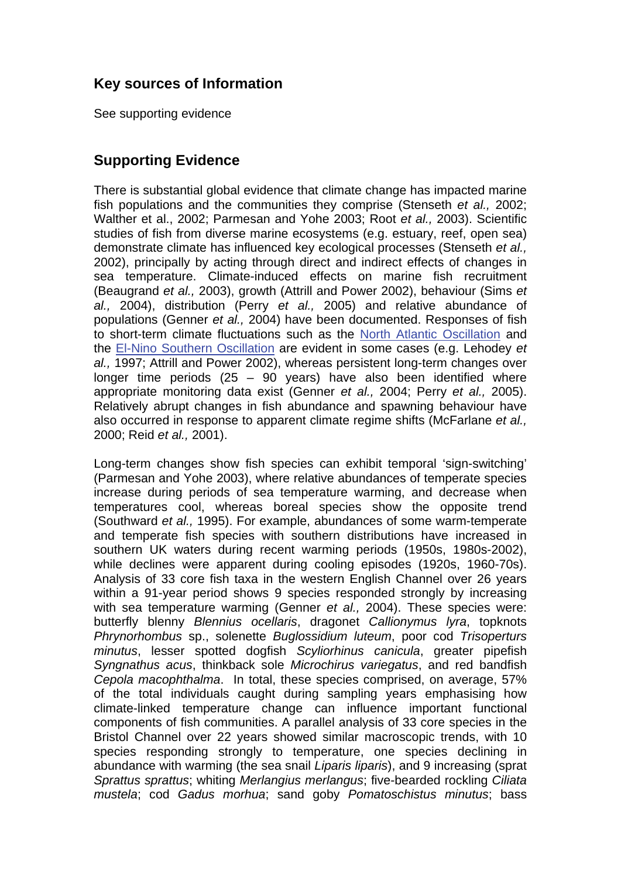## Key sources of Information

See supporting evidence

## Supporting Evidence

There is substantial global evidence that climate change has impacted marine fish populations and the communities they comprise (Stenseth *et al.,* 2002; Walther et al., 2002; Parmesan and Yohe 2003; Root *et al.,* 2003). Scientific studies of fish from diverse marine ecosystems (e.g. estuary, reef, open sea) demonstrate climate has influenced key ecological processes (Stenseth *et al.,* 2002), principally by acting through direct and indirect effects of changes in sea temperature. Climate-induced effects on marine fish recruitment (Beaugrand *et al.,* 2003), growth (Attrill and Power 2002), behaviour (Sims *et al.,* 2004), distribution (Perry *et al.,* 2005) and relative abundance of populations (Genner *et al.,* 2004) have been documented. Responses of fish to short-term climate fluctuations such as the North Atlantic Oscillation and the El-Nino Southern Oscillation are evident in some cases (e.g. Lehodey *et al.,* 1997; Attrill and Power 2002), whereas persistent long-term changes over longer time periods (25 – 90 years) have also been identified where appropriate monitoring data exist (Genner *et al.,* 2004; Perry *et al.,* 2005). Relatively abrupt changes in fish abundance and spawning behaviour have also occurred in response to apparent climate regime shifts (McFarlane *et al.,* 2000; Reid *et al.,* 2001).

Long-term changes show fish species can exhibit temporal 'sign-switching' (Parmesan and Yohe 2003), where relative abundances of temperate species increase during periods of sea temperature warming, and decrease when temperatures cool, whereas boreal species show the opposite trend (Southward *et al.,* 1995). For example, abundances of some warm-temperate and temperate fish species with southern distributions have increased in southern UK waters during recent warming periods (1950s, 1980s-2002), while declines were apparent during cooling episodes (1920s, 1960-70s). Analysis of 33 core fish taxa in the western English Channel over 26 years within a 91-year period shows 9 species responded strongly by increasing with sea temperature warming (Genner *et al.,* 2004). These species were: butterfly blenny *Blennius ocellaris*, dragonet *Callionymus lyra*, topknots *Phrynorhombus* sp., solenette *Buglossidium luteum*, poor cod *Trisoperturs minutus*, lesser spotted dogfish *Scyliorhinus canicula*, greater pipefish *Syngnathus acus*, thinkback sole *Microchirus variegatus*, and red bandfish *Cepola macophthalma*. In total, these species comprised, on average, 57% of the total individuals caught during sampling years emphasising how climate-linked temperature change can influence important functional components of fish communities. A parallel analysis of 33 core species in the Bristol Channel over 22 years showed similar macroscopic trends, with 10 species responding strongly to temperature, one species declining in abundance with warming (the sea snail *Liparis liparis*), and 9 increasing (sprat *Sprattus sprattus*; whiting *Merlangius merlangus*; five-bearded rockling *Ciliata mustela*; cod *Gadus morhua*; sand goby *Pomatoschistus minutus*; bass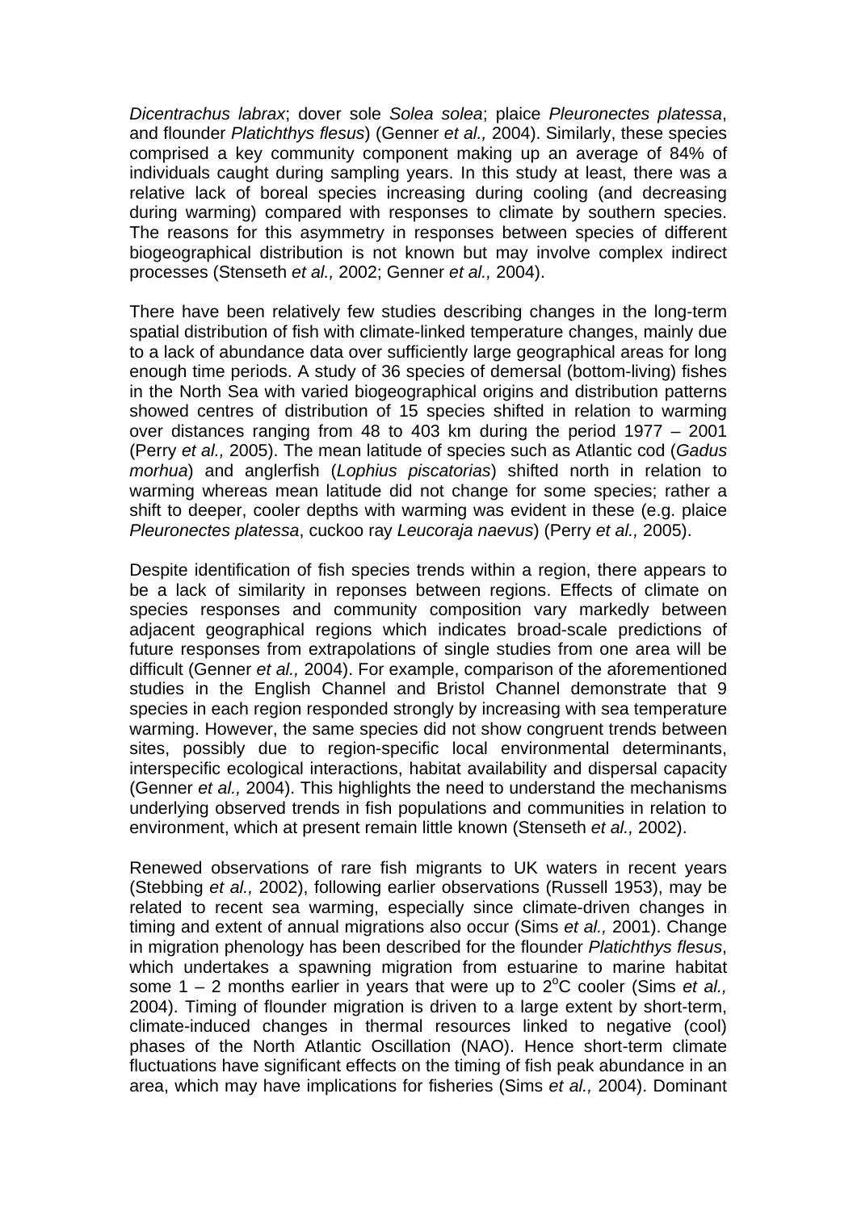*Dicentrachus labrax*; dover sole *Solea solea*; plaice *Pleuronectes platessa*, and flounder *Platichthys flesus*) (Genner *et al.,* 2004). Similarly, these species comprised a key community component making up an average of 84% of individuals caught during sampling years. In this study at least, there was a relative lack of boreal species increasing during cooling (and decreasing during warming) compared with responses to climate by southern species. The reasons for this asymmetry in responses between species of different biogeographical distribution is not known but may involve complex indirect processes (Stenseth *et al.,* 2002; Genner *et al.,* 2004).

There have been relatively few studies describing changes in the long-term spatial distribution of fish with climate-linked temperature changes, mainly due to a lack of abundance data over sufficiently large geographical areas for long enough time periods. A study of 36 species of demersal (bottom-living) fishes in the North Sea with varied biogeographical origins and distribution patterns showed centres of distribution of 15 species shifted in relation to warming over distances ranging from 48 to 403 km during the period 1977 – 2001 (Perry *et al.,* 2005). The mean latitude of species such as Atlantic cod (*Gadus morhua*) and anglerfish (*Lophius piscatorias*) shifted north in relation to warming whereas mean latitude did not change for some species; rather a shift to deeper, cooler depths with warming was evident in these (e.g. plaice *Pleuronectes platessa*, cuckoo ray *Leucoraja naevus*) (Perry *et al.,* 2005).

Despite identification of fish species trends within a region, there appears to be a lack of similarity in reponses between regions. Effects of climate on species responses and community composition vary markedly between adjacent geographical regions which indicates broad-scale predictions of future responses from extrapolations of single studies from one area will be difficult (Genner *et al.,* 2004). For example, comparison of the aforementioned studies in the English Channel and Bristol Channel demonstrate that 9 species in each region responded strongly by increasing with sea temperature warming. However, the same species did not show congruent trends between sites, possibly due to region-specific local environmental determinants, interspecific ecological interactions, habitat availability and dispersal capacity (Genner *et al.,* 2004). This highlights the need to understand the mechanisms underlying observed trends in fish populations and communities in relation to environment, which at present remain little known (Stenseth *et al.,* 2002).

Renewed observations of rare fish migrants to UK waters in recent years (Stebbing *et al.,* 2002), following earlier observations (Russell 1953), may be related to recent sea warming, especially since climate-driven changes in timing and extent of annual migrations also occur (Sims *et al.,* 2001). Change in migration phenology has been described for the flounder *Platichthys flesus*, which undertakes a spawning migration from estuarine to marine habitat some 1 – 2 months earlier in years that were up to 2°C cooler (Sims *et al.,* 2004). Timing of flounder migration is driven to a large extent by short-term, climate-induced changes in thermal resources linked to negative (cool) phases of the North Atlantic Oscillation (NAO). Hence short-term climate fluctuations have significant effects on the timing of fish peak abundance in an area, which may have implications for fisheries (Sims *et al.,* 2004). Dominant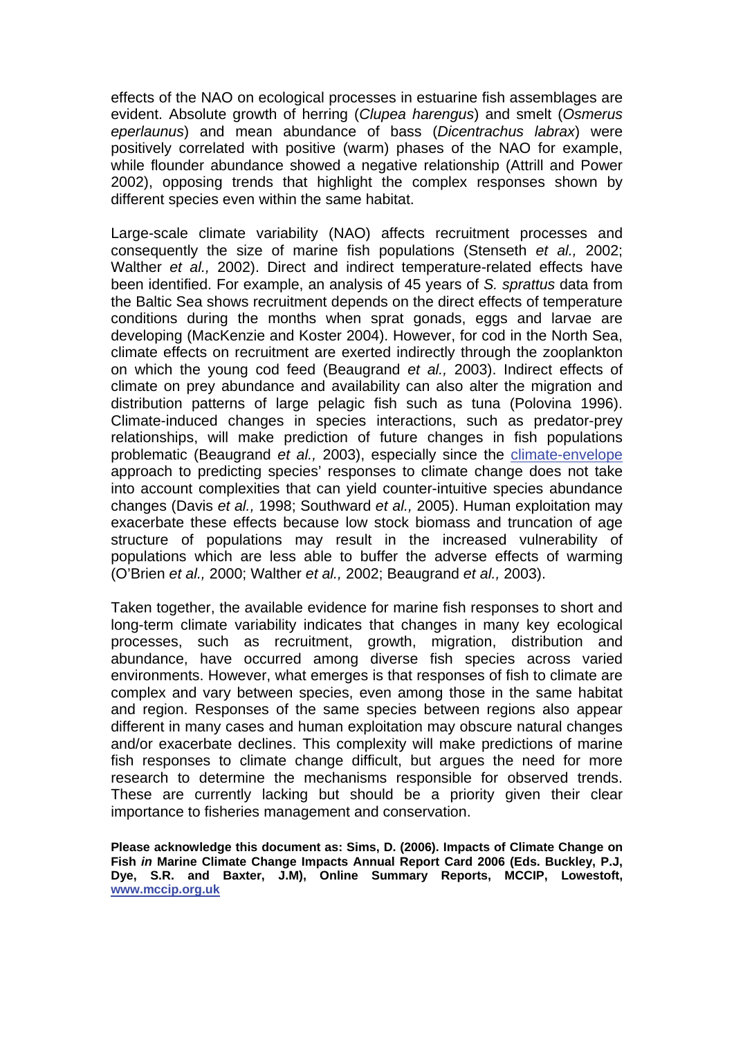effects of the NAO on ecological processes in estuarine fish assemblages are evident. Absolute growth of herring (*Clupea harengus*) and smelt (*Osmerus eperlaunus*) and mean abundance of bass (*Dicentrachus labrax*) were positively correlated with positive (warm) phases of the NAO for example, while flounder abundance showed a negative relationship (Attrill and Power 2002), opposing trends that highlight the complex responses shown by different species even within the same habitat.

Large-scale climate variability (NAO) affects recruitment processes and consequently the size of marine fish populations (Stenseth *et al.,* 2002; Walther *et al.,* 2002). Direct and indirect temperature-related effects have been identified. For example, an analysis of 45 years of *S. sprattus* data from the Baltic Sea shows recruitment depends on the direct effects of temperature conditions during the months when sprat gonads, eggs and larvae are developing (MacKenzie and Koster 2004). However, for cod in the North Sea, climate effects on recruitment are exerted indirectly through the zooplankton on which the young cod feed (Beaugrand *et al.,* 2003). Indirect effects of climate on prey abundance and availability can also alter the migration and distribution patterns of large pelagic fish such as tuna (Polovina 1996). Climate-induced changes in species interactions, such as predator-prey relationships, will make prediction of future changes in fish populations problematic (Beaugrand *et al.,* 2003), especially since the climate-envelope approach to predicting species' responses to climate change does not take into account complexities that can yield counter-intuitive species abundance changes (Davis *et al.,* 1998; Southward *et al.,* 2005). Human exploitation may exacerbate these effects because low stock biomass and truncation of age structure of populations may result in the increased vulnerability of populations which are less able to buffer the adverse effects of warming (O'Brien *et al.,* 2000; Walther *et al.,* 2002; Beaugrand *et al.,* 2003).

Taken together, the available evidence for marine fish responses to short and long-term climate variability indicates that changes in many key ecological processes, such as recruitment, growth, migration, distribution and abundance, have occurred among diverse fish species across varied environments. However, what emerges is that responses of fish to climate are complex and vary between species, even among those in the same habitat and region. Responses of the same species between regions also appear different in many cases and human exploitation may obscure natural changes and/or exacerbate declines. This complexity will make predictions of marine fish responses to climate change difficult, but argues the need for more research to determine the mechanisms responsible for observed trends. These are currently lacking but should be a priority given their clear importance to fisheries management and conservation.

**Please acknowledge this document as: Sims, D. (2006). Impacts of Climate Change on Fish *in* Marine Climate Change Impacts Annual Report Card 2006 (Eds. Buckley, P.J, Dye, S.R. and Baxter, J.M), Online Summary Reports, MCCIP, Lowestoft, www.mccip.org.uk**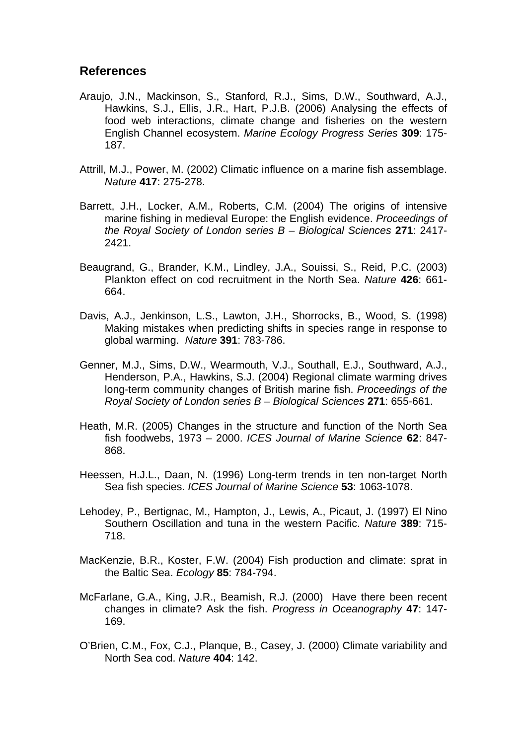## References

Araujo, J.N., Mackinson, S., Stanford, R.J., Sims, D.W., Southward, A.J., Hawkins, S.J., Ellis, J.R., Hart, P.J.B. (2006) Analysing the effects of food web interactions, climate change and fisheries on the western English Channel ecosystem. *Marine Ecology Progress Series* **309**: 175-187.

Attrill, M.J., Power, M. (2002) Climatic influence on a marine fish assemblage. *Nature* **417**: 275-278.

Barrett, J.H., Locker, A.M., Roberts, C.M. (2004) The origins of intensive marine fishing in medieval Europe: the English evidence. *Proceedings of the Royal Society of London series B – Biological Sciences* **271**: 2417-2421.

Beaugrand, G., Brander, K.M., Lindley, J.A., Souissi, S., Reid, P.C. (2003) Plankton effect on cod recruitment in the North Sea. *Nature* **426**: 661-664.

Davis, A.J., Jenkinson, L.S., Lawton, J.H., Shorrocks, B., Wood, S. (1998) Making mistakes when predicting shifts in species range in response to global warming. *Nature* **391**: 783-786.

Genner, M.J., Sims, D.W., Wearmouth, V.J., Southall, E.J., Southward, A.J., Henderson, P.A., Hawkins, S.J. (2004) Regional climate warming drives long-term community changes of British marine fish. *Proceedings of the Royal Society of London series B – Biological Sciences* **271**: 655-661.

Heath, M.R. (2005) Changes in the structure and function of the North Sea fish foodwebs, 1973 – 2000. *ICES Journal of Marine Science* **62**: 847-868.

Heessen, H.J.L., Daan, N. (1996) Long-term trends in ten non-target North Sea fish species. *ICES Journal of Marine Science* **53**: 1063-1078.

Lehodey, P., Bertignac, M., Hampton, J., Lewis, A., Picaut, J. (1997) El Nino Southern Oscillation and tuna in the western Pacific. *Nature* **389**: 715-718.

MacKenzie, B.R., Koster, F.W. (2004) Fish production and climate: sprat in the Baltic Sea. *Ecology* **85**: 784-794.

McFarlane, G.A., King, J.R., Beamish, R.J. (2000) Have there been recent changes in climate? Ask the fish. *Progress in Oceanography* **47**: 147-169.

O'Brien, C.M., Fox, C.J., Planque, B., Casey, J. (2000) Climate variability and North Sea cod. *Nature* **404**: 142.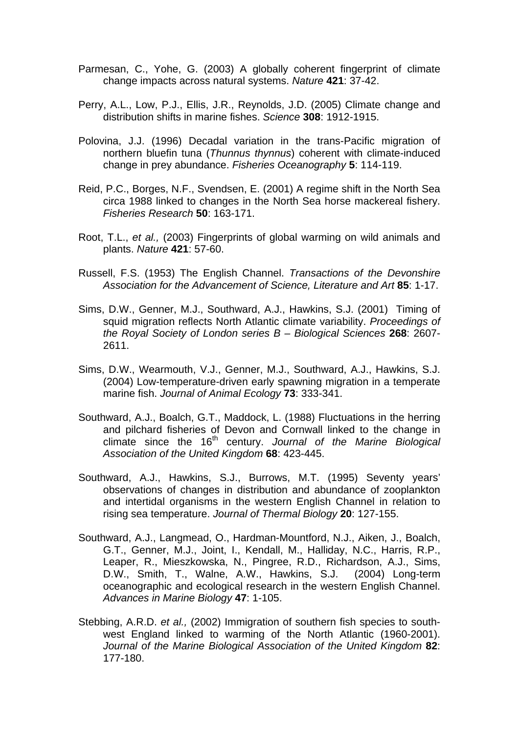Parmesan, C., Yohe, G. (2003) A globally coherent fingerprint of climate change impacts across natural systems. *Nature* **421**: 37-42.

Perry, A.L., Low, P.J., Ellis, J.R., Reynolds, J.D. (2005) Climate change and distribution shifts in marine fishes. *Science* **308**: 1912-1915.

Polovina, J.J. (1996) Decadal variation in the trans-Pacific migration of northern bluefin tuna (*Thunnus thynnus*) coherent with climate-induced change in prey abundance. *Fisheries Oceanography* **5**: 114-119.

Reid, P.C., Borges, N.F., Svendsen, E. (2001) A regime shift in the North Sea circa 1988 linked to changes in the North Sea horse mackereal fishery. *Fisheries Research* **50**: 163-171.

Root, T.L., *et al.,* (2003) Fingerprints of global warming on wild animals and plants. *Nature* **421**: 57-60.

Russell, F.S. (1953) The English Channel. *Transactions of the Devonshire Association for the Advancement of Science, Literature and Art* **85**: 1-17.

Sims, D.W., Genner, M.J., Southward, A.J., Hawkins, S.J. (2001) Timing of squid migration reflects North Atlantic climate variability. *Proceedings of the Royal Society of London series B – Biological Sciences* **268**: 2607-2611.

Sims, D.W., Wearmouth, V.J., Genner, M.J., Southward, A.J., Hawkins, S.J. (2004) Low-temperature-driven early spawning migration in a temperate marine fish. *Journal of Animal Ecology* **73**: 333-341.

Southward, A.J., Boalch, G.T., Maddock, L. (1988) Fluctuations in the herring and pilchard fisheries of Devon and Cornwall linked to the change in climate since the 16th century. *Journal of the Marine Biological Association of the United Kingdom* **68**: 423-445.

Southward, A.J., Hawkins, S.J., Burrows, M.T. (1995) Seventy years' observations of changes in distribution and abundance of zooplankton and intertidal organisms in the western English Channel in relation to rising sea temperature. *Journal of Thermal Biology* **20**: 127-155.

Southward, A.J., Langmead, O., Hardman-Mountford, N.J., Aiken, J., Boalch, G.T., Genner, M.J., Joint, I., Kendall, M., Halliday, N.C., Harris, R.P., Leaper, R., Mieszkowska, N., Pingree, R.D., Richardson, A.J., Sims, D.W., Smith, T., Walne, A.W., Hawkins, S.J. (2004) Long-term oceanographic and ecological research in the western English Channel. *Advances in Marine Biology* **47**: 1-105.

Stebbing, A.R.D. *et al.,* (2002) Immigration of southern fish species to south-west England linked to warming of the North Atlantic (1960-2001). *Journal of the Marine Biological Association of the United Kingdom* **82**: 177-180.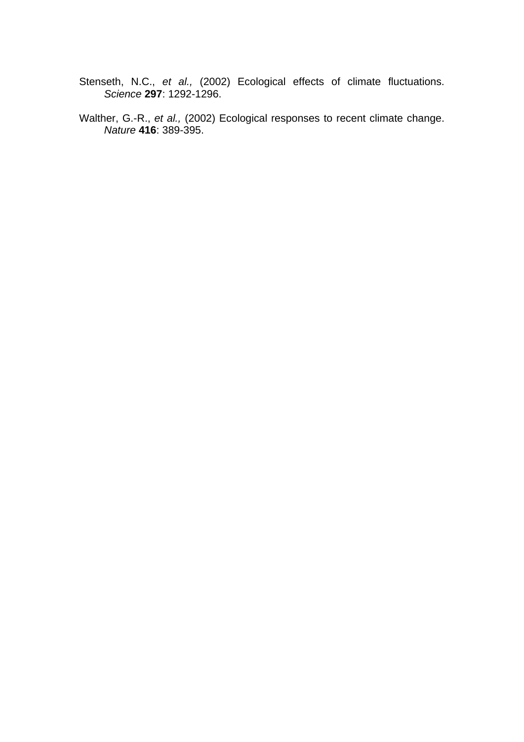Stenseth, N.C., *et al.,* (2002) Ecological effects of climate fluctuations. *Science* **297**: 1292-1296.

Walther, G.-R., *et al.,* (2002) Ecological responses to recent climate change. *Nature* **416**: 389-395.